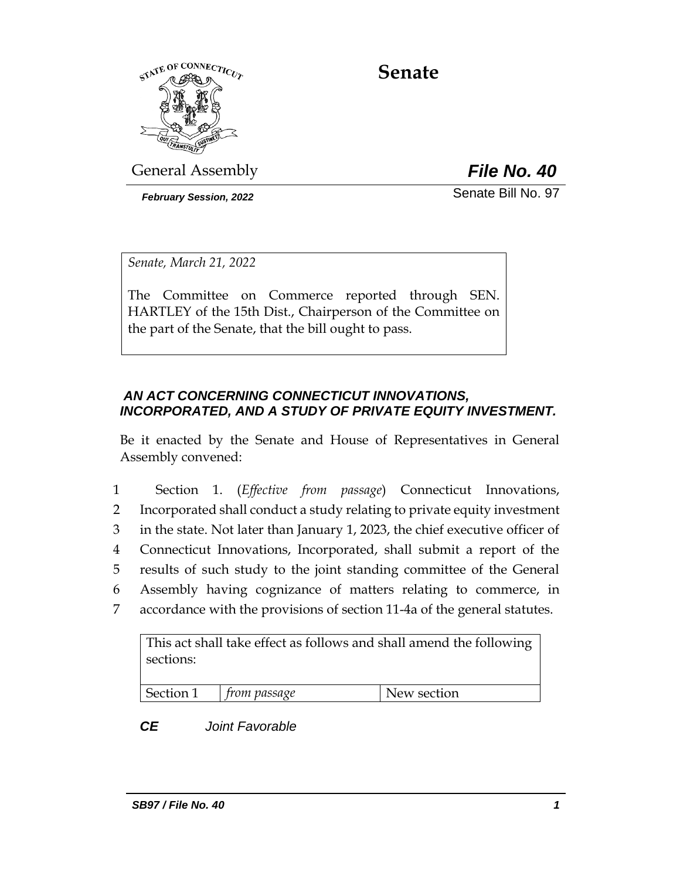# Senate

General Assembly

***File No. 40***

***February Session, 2022***

Senate Bill No. 97

*Senate, March 21, 2022*

The Committee on Commerce reported through SEN. HARTLEY of the 15th Dist., Chairperson of the Committee on the part of the Senate, that the bill ought to pass.

### *AN ACT CONCERNING CONNECTICUT INNOVATIONS, INCORPORATED, AND A STUDY OF PRIVATE EQUITY INVESTMENT.*

Be it enacted by the Senate and House of Representatives in General Assembly convened:

1 Section 1. (*Effective from passage*) Connecticut Innovations,
2 Incorporated shall conduct a study relating to private equity investment
3 in the state. Not later than January 1, 2023, the chief executive officer of
4 Connecticut Innovations, Incorporated, shall submit a report of the
5 results of such study to the joint standing committee of the General
6 Assembly having cognizance of matters relating to commerce, in
7 accordance with the provisions of section 11-4a of the general statutes.

| This act shall take effect as follows and shall amend the following sections: | | |
|---|---|---|
| Section 1 | *from passage* | New section |

***CE*** *Joint Favorable*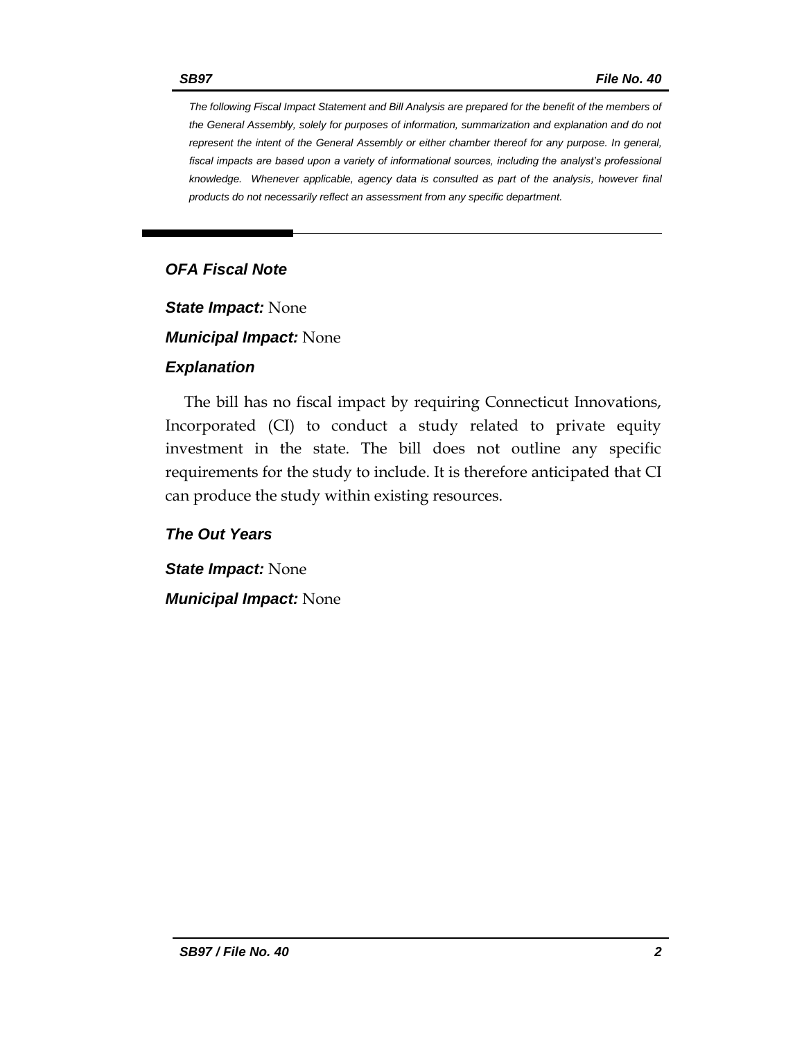*The following Fiscal Impact Statement and Bill Analysis are prepared for the benefit of the members of the General Assembly, solely for purposes of information, summarization and explanation and do not represent the intent of the General Assembly or either chamber thereof for any purpose. In general, fiscal impacts are based upon a variety of informational sources, including the analyst's professional knowledge. Whenever applicable, agency data is consulted as part of the analysis, however final products do not necessarily reflect an assessment from any specific department.*

---

### *OFA Fiscal Note*

***State Impact:*** None

***Municipal Impact:*** None

### *Explanation*

The bill has no fiscal impact by requiring Connecticut Innovations, Incorporated (CI) to conduct a study related to private equity investment in the state. The bill does not outline any specific requirements for the study to include. It is therefore anticipated that CI can produce the study within existing resources.

### *The Out Years*

***State Impact:*** None

***Municipal Impact:*** None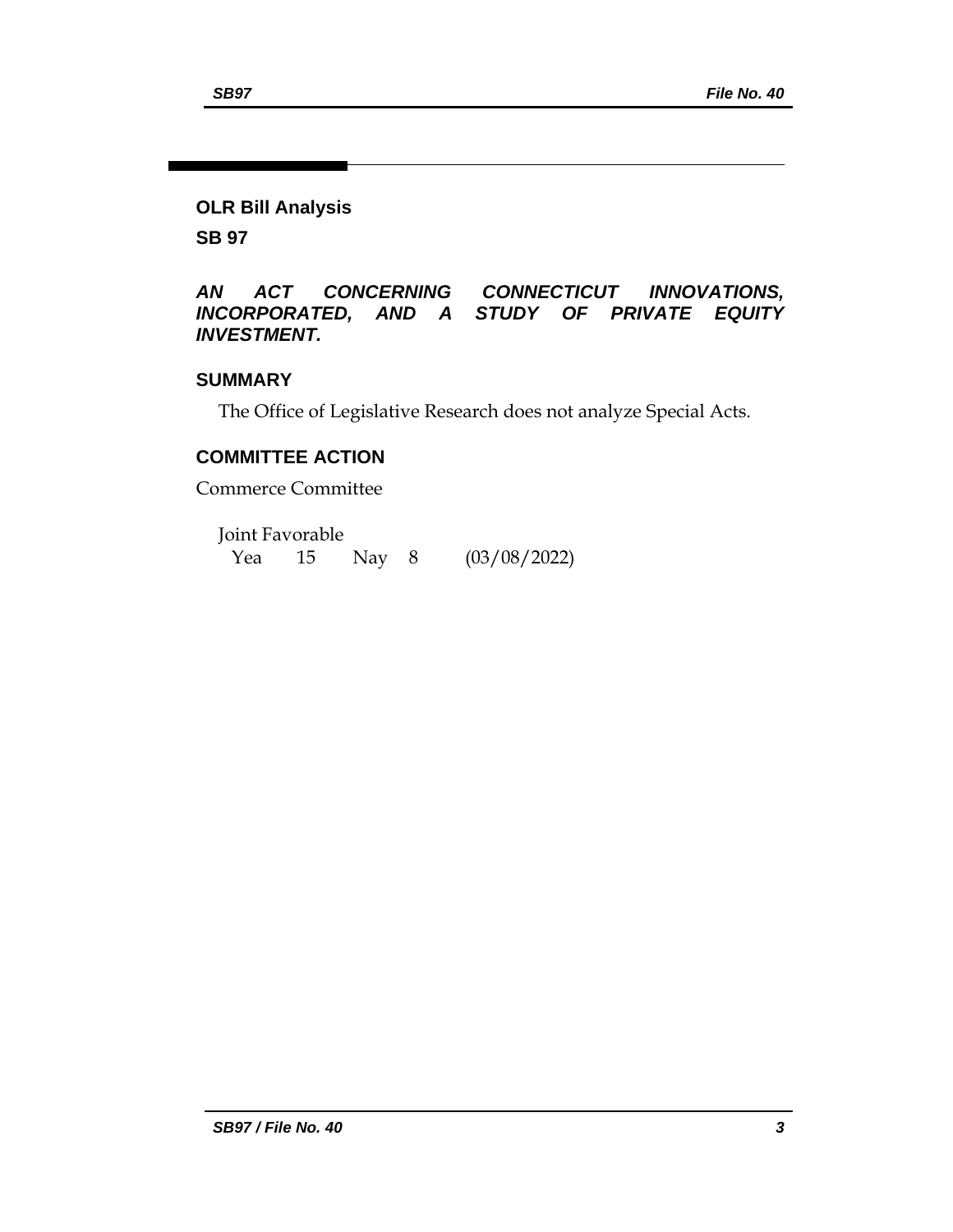## OLR Bill Analysis

## SB 97

### *AN ACT CONCERNING CONNECTICUT INNOVATIONS, INCORPORATED, AND A STUDY OF PRIVATE EQUITY INVESTMENT.*

### SUMMARY

The Office of Legislative Research does not analyze Special Acts.

### COMMITTEE ACTION

Commerce Committee

Joint Favorable
Yea 15 Nay 8 (03/08/2022)